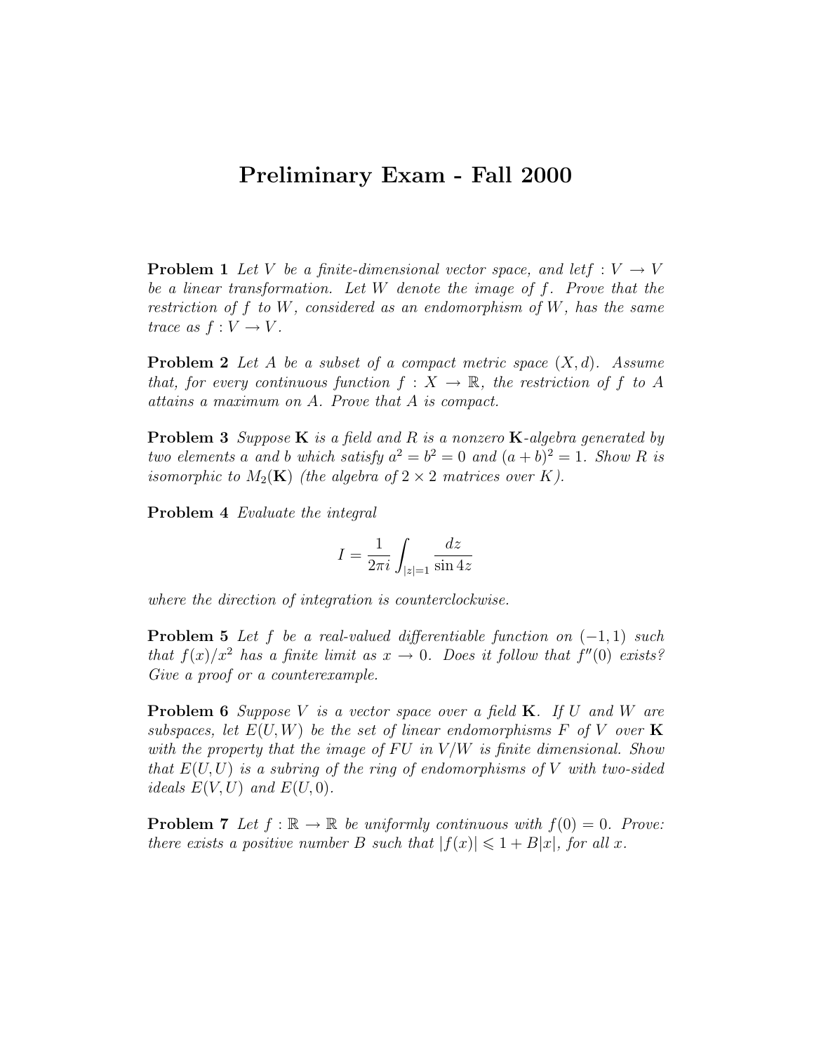# Preliminary Exam - Fall 2000

**Problem 1** *Let $V$ be a finite-dimensional vector space, and letf $f : V \to V$ be a linear transformation. Let $W$ denote the image of $f$. Prove that the restriction of $f$ to $W$, considered as an endomorphism of $W$, has the same trace as $f : V \to V$.*

**Problem 2** *Let $A$ be a subset of a compact metric space $(X, d)$. Assume that, for every continuous function $f : X \to \mathbb{R}$, the restriction of $f$ to $A$ attains a maximum on $A$. Prove that $A$ is compact.*

**Problem 3** *Suppose $\mathbf{K}$ is a field and $R$ is a nonzero $\mathbf{K}$-algebra generated by two elements $a$ and $b$ which satisfy $a^2 = b^2 = 0$ and $(a + b)^2 = 1$. Show $R$ is isomorphic to $M_2(\mathbf{K})$ (the algebra of $2 \times 2$ matrices over $K$).*

**Problem 4** *Evaluate the integral*

$$I = \frac{1}{2\pi i} \int_{|z|=1} \frac{dz}{\sin 4z}$$

*where the direction of integration is counterclockwise.*

**Problem 5** *Let $f$ be a real-valued differentiable function on $(-1, 1)$ such that $f(x)/x^2$ has a finite limit as $x \to 0$. Does it follow that $f''(0)$ exists? Give a proof or a counterexample.*

**Problem 6** *Suppose $V$ is a vector space over a field $\mathbf{K}$. If $U$ and $W$ are subspaces, let $E(U, W)$ be the set of linear endomorphisms $F$ of $V$ over $\mathbf{K}$ with the property that the image of $FU$ in $V/W$ is finite dimensional. Show that $E(U, U)$ is a subring of the ring of endomorphisms of $V$ with two-sided ideals $E(V, U)$ and $E(U, 0)$.*

**Problem 7** *Let $f : \mathbb{R} \to \mathbb{R}$ be uniformly continuous with $f(0) = 0$. Prove: there exists a positive number $B$ such that $|f(x)| \leqslant 1 + B|x|$, for all $x$.*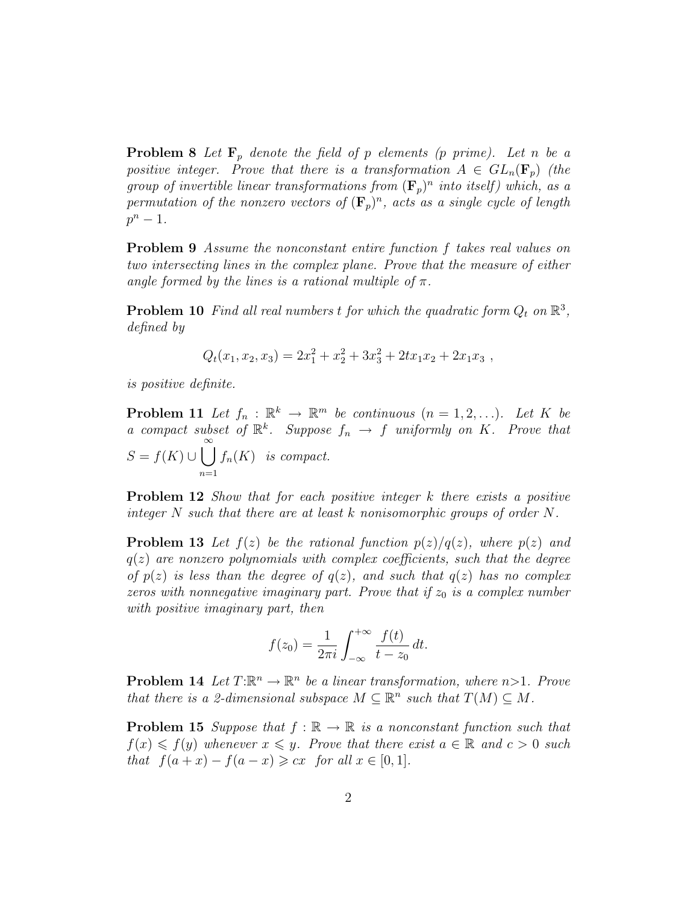**Problem 8** *Let $\mathbf{F}_p$ denote the field of $p$ elements ($p$ prime). Let $n$ be a positive integer. Prove that there is a transformation $A \in GL_n(\mathbf{F}_p)$ (the group of invertible linear transformations from $(\mathbf{F}_p)^n$ into itself) which, as a permutation of the nonzero vectors of $(\mathbf{F}_p)^n$, acts as a single cycle of length $p^n - 1$.*

**Problem 9** *Assume the nonconstant entire function $f$ takes real values on two intersecting lines in the complex plane. Prove that the measure of either angle formed by the lines is a rational multiple of $\pi$.*

**Problem 10** *Find all real numbers $t$ for which the quadratic form $Q_t$ on $\mathbb{R}^3$, defined by*

$$Q_t(x_1, x_2, x_3) = 2x_1^2 + x_2^2 + 3x_3^2 + 2tx_1x_2 + 2x_1x_3 \ ,$$

*is positive definite.*

**Problem 11** *Let $f_n : \mathbb{R}^k \to \mathbb{R}^m$ be continuous ($n = 1, 2, \ldots$). Let $K$ be a compact subset of $\mathbb{R}^k$. Suppose $f_n \to f$ uniformly on $K$. Prove that $S = f(K) \cup \bigcup_{n=1}^{\infty} f_n(K)$ is compact.*

**Problem 12** *Show that for each positive integer $k$ there exists a positive integer $N$ such that there are at least $k$ nonisomorphic groups of order $N$.*

**Problem 13** *Let $f(z)$ be the rational function $p(z)/q(z)$, where $p(z)$ and $q(z)$ are nonzero polynomials with complex coefficients, such that the degree of $p(z)$ is less than the degree of $q(z)$, and such that $q(z)$ has no complex zeros with nonnegative imaginary part. Prove that if $z_0$ is a complex number with positive imaginary part, then*

$$f(z_0) = \frac{1}{2\pi i} \int_{-\infty}^{+\infty} \frac{f(t)}{t - z_0} \, dt.$$

**Problem 14** *Let $T{:}\mathbb{R}^n \to \mathbb{R}^n$ be a linear transformation, where $n{>}1$. Prove that there is a 2-dimensional subspace $M \subseteq \mathbb{R}^n$ such that $T(M) \subseteq M$.*

**Problem 15** *Suppose that $f : \mathbb{R} \to \mathbb{R}$ is a nonconstant function such that $f(x) \leqslant f(y)$ whenever $x \leqslant y$. Prove that there exist $a \in \mathbb{R}$ and $c > 0$ such that $f(a + x) - f(a - x) \geqslant cx$ for all $x \in [0, 1]$.*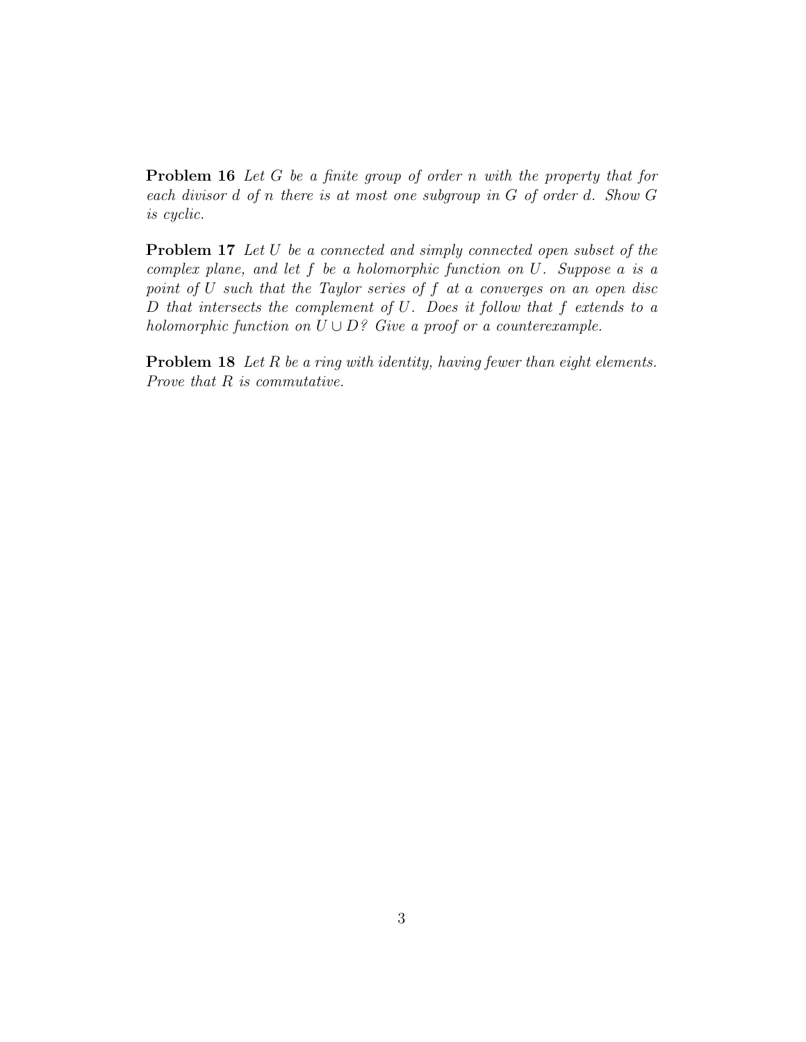**Problem 16** *Let $G$ be a finite group of order $n$ with the property that for each divisor $d$ of $n$ there is at most one subgroup in $G$ of order $d$. Show $G$ is cyclic.*

**Problem 17** *Let $U$ be a connected and simply connected open subset of the complex plane, and let $f$ be a holomorphic function on $U$. Suppose $a$ is a point of $U$ such that the Taylor series of $f$ at $a$ converges on an open disc $D$ that intersects the complement of $U$. Does it follow that $f$ extends to a holomorphic function on $U \cup D$? Give a proof or a counterexample.*

**Problem 18** *Let $R$ be a ring with identity, having fewer than eight elements. Prove that $R$ is commutative.*